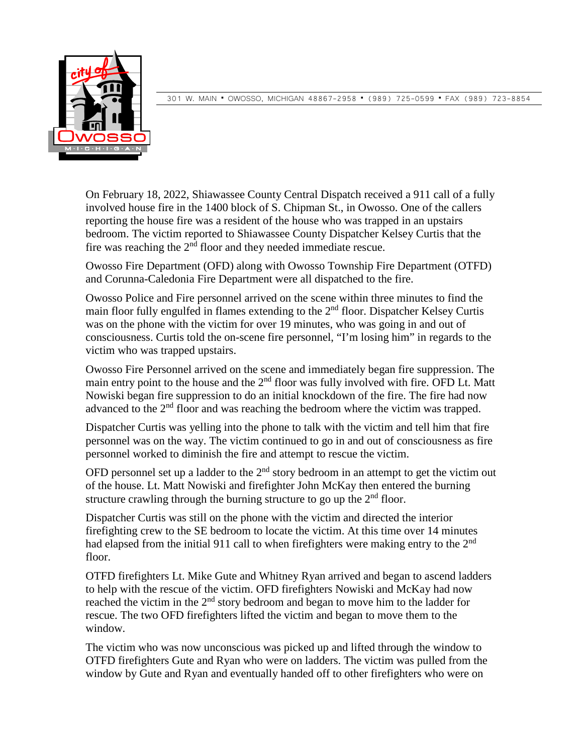301 W. MAIN ▪ OWOSSO, MICHIGAN 48867-2958 ▪ (989) 725-0599 ▪ FAX (989) 723-8854

On February 18, 2022, Shiawassee County Central Dispatch received a 911 call of a fully involved house fire in the 1400 block of S. Chipman St., in Owosso. One of the callers reporting the house fire was a resident of the house who was trapped in an upstairs bedroom. The victim reported to Shiawassee County Dispatcher Kelsey Curtis that the fire was reaching the 2nd floor and they needed immediate rescue.

Owosso Fire Department (OFD) along with Owosso Township Fire Department (OTFD) and Corunna-Caledonia Fire Department were all dispatched to the fire.

Owosso Police and Fire personnel arrived on the scene within three minutes to find the main floor fully engulfed in flames extending to the 2nd floor. Dispatcher Kelsey Curtis was on the phone with the victim for over 19 minutes, who was going in and out of consciousness. Curtis told the on-scene fire personnel, "I'm losing him" in regards to the victim who was trapped upstairs.

Owosso Fire Personnel arrived on the scene and immediately began fire suppression. The main entry point to the house and the 2nd floor was fully involved with fire. OFD Lt. Matt Nowiski began fire suppression to do an initial knockdown of the fire. The fire had now advanced to the 2nd floor and was reaching the bedroom where the victim was trapped.

Dispatcher Curtis was yelling into the phone to talk with the victim and tell him that fire personnel was on the way. The victim continued to go in and out of consciousness as fire personnel worked to diminish the fire and attempt to rescue the victim.

OFD personnel set up a ladder to the 2nd story bedroom in an attempt to get the victim out of the house. Lt. Matt Nowiski and firefighter John McKay then entered the burning structure crawling through the burning structure to go up the 2nd floor.

Dispatcher Curtis was still on the phone with the victim and directed the interior firefighting crew to the SE bedroom to locate the victim. At this time over 14 minutes had elapsed from the initial 911 call to when firefighters were making entry to the 2nd floor.

OTFD firefighters Lt. Mike Gute and Whitney Ryan arrived and began to ascend ladders to help with the rescue of the victim. OFD firefighters Nowiski and McKay had now reached the victim in the 2nd story bedroom and began to move him to the ladder for rescue. The two OFD firefighters lifted the victim and began to move them to the window.

The victim who was now unconscious was picked up and lifted through the window to OTFD firefighters Gute and Ryan who were on ladders. The victim was pulled from the window by Gute and Ryan and eventually handed off to other firefighters who were on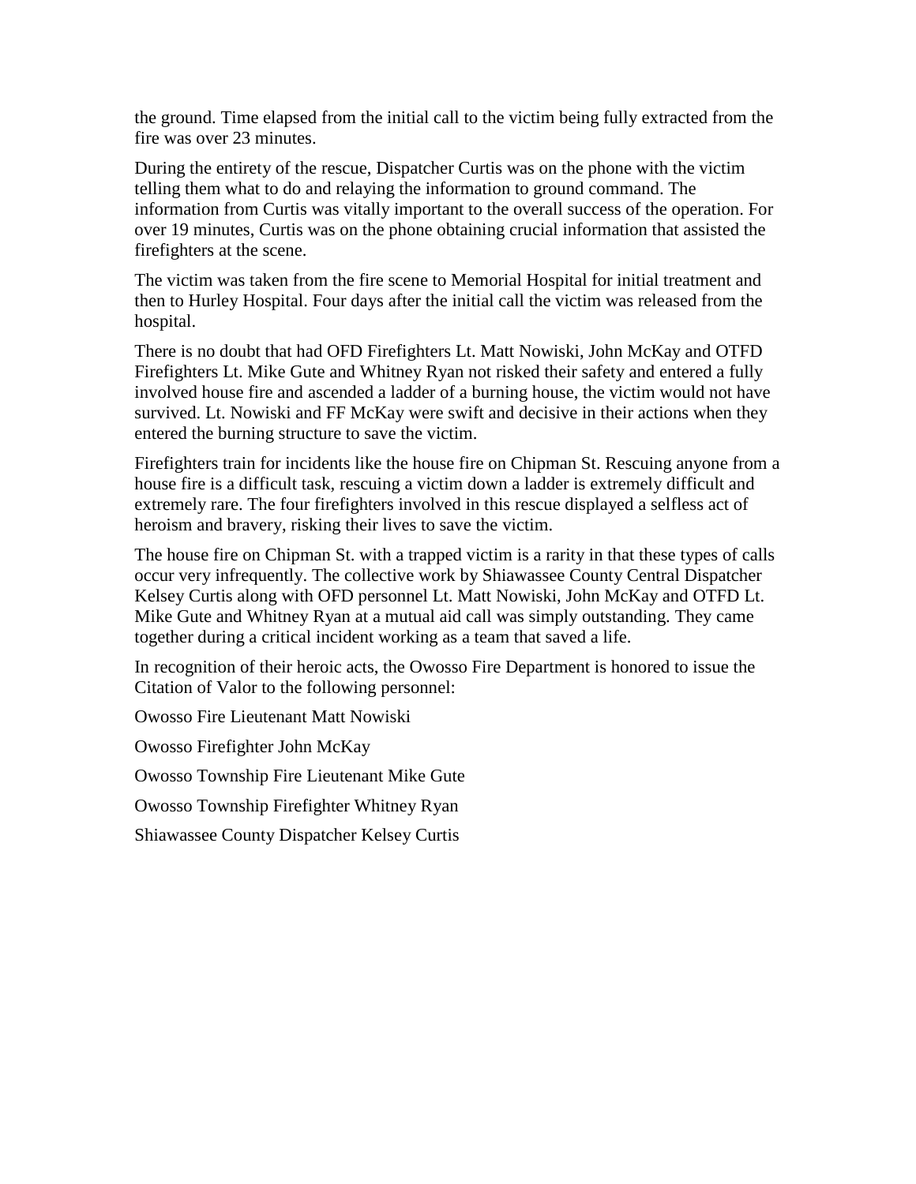the ground. Time elapsed from the initial call to the victim being fully extracted from the fire was over 23 minutes.

During the entirety of the rescue, Dispatcher Curtis was on the phone with the victim telling them what to do and relaying the information to ground command. The information from Curtis was vitally important to the overall success of the operation. For over 19 minutes, Curtis was on the phone obtaining crucial information that assisted the firefighters at the scene.

The victim was taken from the fire scene to Memorial Hospital for initial treatment and then to Hurley Hospital. Four days after the initial call the victim was released from the hospital.

There is no doubt that had OFD Firefighters Lt. Matt Nowiski, John McKay and OTFD Firefighters Lt. Mike Gute and Whitney Ryan not risked their safety and entered a fully involved house fire and ascended a ladder of a burning house, the victim would not have survived. Lt. Nowiski and FF McKay were swift and decisive in their actions when they entered the burning structure to save the victim.

Firefighters train for incidents like the house fire on Chipman St. Rescuing anyone from a house fire is a difficult task, rescuing a victim down a ladder is extremely difficult and extremely rare. The four firefighters involved in this rescue displayed a selfless act of heroism and bravery, risking their lives to save the victim.

The house fire on Chipman St. with a trapped victim is a rarity in that these types of calls occur very infrequently. The collective work by Shiawassee County Central Dispatcher Kelsey Curtis along with OFD personnel Lt. Matt Nowiski, John McKay and OTFD Lt. Mike Gute and Whitney Ryan at a mutual aid call was simply outstanding. They came together during a critical incident working as a team that saved a life.

In recognition of their heroic acts, the Owosso Fire Department is honored to issue the Citation of Valor to the following personnel:

Owosso Fire Lieutenant Matt Nowiski

Owosso Firefighter John McKay

Owosso Township Fire Lieutenant Mike Gute

Owosso Township Firefighter Whitney Ryan

Shiawassee County Dispatcher Kelsey Curtis